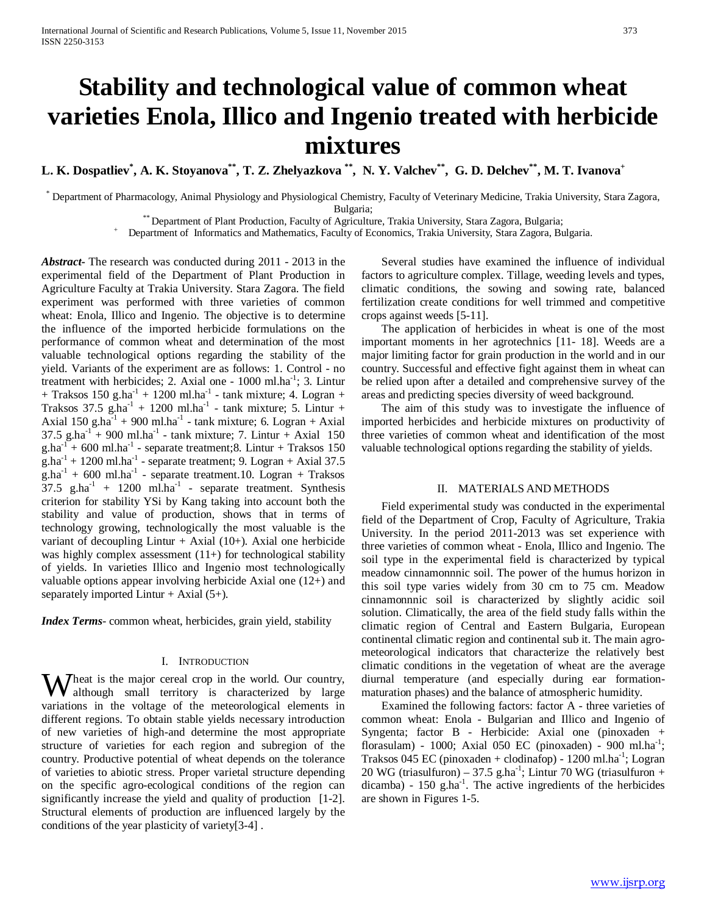# Stability and technological value of common wheat varieties Enola, Illico and Ingenio treated with herbicide mixtures

**L. K. Dospatliev[*], A. K. Stoyanova[**], T. Z. Zhelyazkova [**], N. Y. Valchev[**], G. D. Delchev[**], M. T. Ivanova[+]**

[*] Department of Pharmacology, Animal Physiology and Physiological Chemistry, Faculty of Veterinary Medicine, Trakia University, Stara Zagora, Bulgaria;

[**] Department of Plant Production, Faculty of Agriculture, Trakia University, Stara Zagora, Bulgaria;

[+] Department of Informatics and Mathematics, Faculty of Economics, Trakia University, Stara Zagora, Bulgaria.

***Abstract***- The research was conducted during 2011 - 2013 in the experimental field of the Department of Plant Production in Agriculture Faculty at Trakia University. Stara Zagora. The field experiment was performed with three varieties of common wheat: Enola, Illico and Ingenio. The objective is to determine the influence of the imported herbicide formulations on the performance of common wheat and determination of the most valuable technological options regarding the stability of the yield. Variants of the experiment are as follows: 1. Control - no treatment with herbicides; 2. Axial one - 1000 ml.ha$^{-1}$; 3. Lintur + Traksos 150 g.ha$^{-1}$ + 1200 ml.ha$^{-1}$ - tank mixture; 4. Logran + Traksos 37.5 g.ha$^{-1}$ + 1200 ml.ha$^{-1}$ - tank mixture; 5. Lintur + Axial 150 g.ha$^{-1}$ + 900 ml.ha$^{-1}$ - tank mixture; 6. Logran + Axial 37.5 g.ha$^{-1}$ + 900 ml.ha$^{-1}$ - tank mixture; 7. Lintur + Axial 150 g.ha$^{-1}$ + 600 ml.ha$^{-1}$ - separate treatment;8. Lintur + Traksos 150 g.ha$^{-1}$ + 1200 ml.ha$^{-1}$ - separate treatment; 9. Logran + Axial 37.5 g.ha$^{-1}$ + 600 ml.ha$^{-1}$ - separate treatment.10. Logran + Traksos 37.5 g.ha$^{-1}$ + 1200 ml.ha$^{-1}$ - separate treatment. Synthesis criterion for stability YSi by Kang taking into account both the stability and value of production, shows that in terms of technology growing, technologically the most valuable is the variant of decoupling Lintur + Axial (10+). Axial one herbicide was highly complex assessment (11+) for technological stability of yields. In varieties Illico and Ingenio most technologically valuable options appear involving herbicide Axial one (12+) and separately imported Lintur + Axial (5+).

***Index Terms***- common wheat, herbicides, grain yield, stability

## I. Introduction

Wheat is the major cereal crop in the world. Our country, although small territory is characterized by large variations in the voltage of the meteorological elements in different regions. To obtain stable yields necessary introduction of new varieties of high-and determine the most appropriate structure of varieties for each region and subregion of the country. Productive potential of wheat depends on the tolerance of varieties to abiotic stress. Proper varietal structure depending on the specific agro-ecological conditions of the region can significantly increase the yield and quality of production [1-2]. Structural elements of production are influenced largely by the conditions of the year plasticity of variety[3-4] .

Several studies have examined the influence of individual factors to agriculture complex. Tillage, weeding levels and types, climatic conditions, the sowing and sowing rate, balanced fertilization create conditions for well trimmed and competitive crops against weeds [5-11].

The application of herbicides in wheat is one of the most important moments in her agrotechnics [11- 18]. Weeds are a major limiting factor for grain production in the world and in our country. Successful and effective fight against them in wheat can be relied upon after a detailed and comprehensive survey of the areas and predicting species diversity of weed background.

The aim of this study was to investigate the influence of imported herbicides and herbicide mixtures on productivity of three varieties of common wheat and identification of the most valuable technological options regarding the stability of yields.

## II. Materials and Methods

Field experimental study was conducted in the experimental field of the Department of Crop, Faculty of Agriculture, Trakia University. In the period 2011-2013 was set experience with three varieties of common wheat - Enola, Illico and Ingenio. The soil type in the experimental field is characterized by typical meadow cinnamonnnic soil. The power of the humus horizon in this soil type varies widely from 30 cm to 75 cm. Meadow cinnamonnnic soil is characterized by slightly acidic soil solution. Climatically, the area of the field study falls within the climatic region of Central and Eastern Bulgaria, European continental climatic region and continental sub it. The main agro-meteorological indicators that characterize the relatively best climatic conditions in the vegetation of wheat are the average diurnal temperature (and especially during ear formation-maturation phases) and the balance of atmospheric humidity.

Examined the following factors: factor A - three varieties of common wheat: Enola - Bulgarian and Illico and Ingenio of Syngenta; factor B - Herbicide: Axial one (pinoxaden + florasulam) - 1000; Axial 050 EC (pinoxaden) - 900 ml.ha$^{-1}$; Traksos 045 EC (pinoxaden + clodinafop) - 1200 ml.ha$^{-1}$; Logran 20 WG (triasulfuron) – 37.5 g.ha$^{-1}$; Lintur 70 WG (triasulfuron + dicamba) - 150 g.ha$^{-1}$. The active ingredients of the herbicides are shown in Figures 1-5.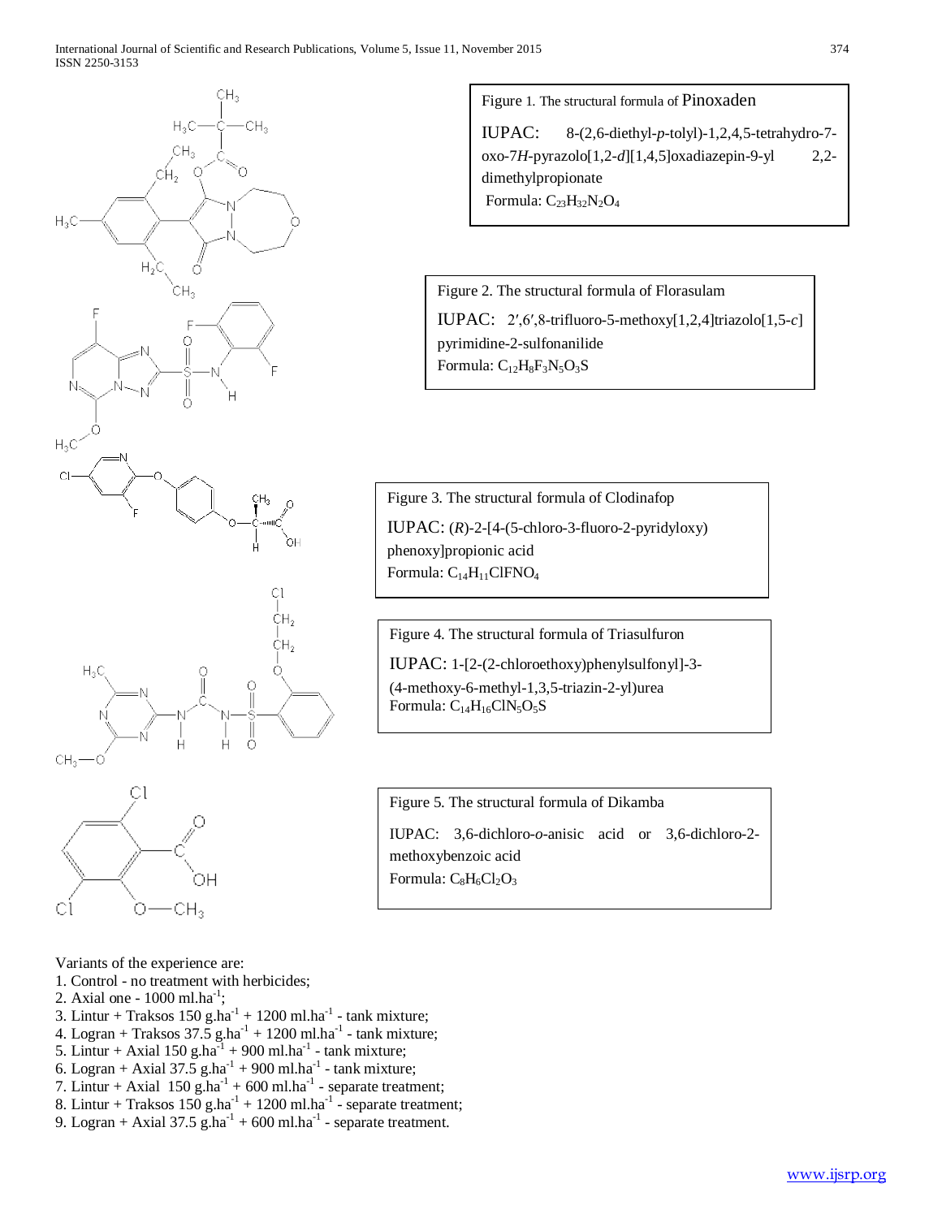Figure 1. The structural formula of Pinoxaden

IUPAC: 8-(2,6-diethyl-*p*-tolyl)-1,2,4,5-tetrahydro-7-oxo-7*H*-pyrazolo[1,2-*d*][1,4,5]oxadiazepin-9-yl 2,2-dimethylpropionate
Formula: $C_{23}H_{32}N_2O_4$

Figure 2. The structural formula of Florasulam

IUPAC: 2′,6′,8-trifluoro-5-methoxy[1,2,4]triazolo[1,5-*c*] pyrimidine-2-sulfonanilide
Formula: $C_{12}H_8F_3N_5O_3S$

Figure 3. The structural formula of Clodinafop

IUPAC: (*R*)-2-[4-(5-chloro-3-fluoro-2-pyridyloxy) phenoxy]propionic acid
Formula: $C_{14}H_{11}ClFNO_4$

Figure 4. The structural formula of Triasulfuron

IUPAC: 1-[2-(2-chloroethoxy)phenylsulfonyl]-3-(4-methoxy-6-methyl-1,3,5-triazin-2-yl)urea
Formula: $C_{14}H_{16}ClN_5O_5S$

Figure 5. The structural formula of Dikamba

IUPAC: 3,6-dichloro-*o*-anisic acid or 3,6-dichloro-2-methoxybenzoic acid
Formula: $C_8H_6Cl_2O_3$

Variants of the experience are:

1. Control - no treatment with herbicides;
2. Axial one - 1000 ml.ha$^{-1}$;
3. Lintur + Traksos 150 g.ha$^{-1}$ + 1200 ml.ha$^{-1}$ - tank mixture;
4. Logran + Traksos 37.5 g.ha$^{-1}$ + 1200 ml.ha$^{-1}$ - tank mixture;
5. Lintur + Axial 150 g.ha$^{-1}$ + 900 ml.ha$^{-1}$ - tank mixture;
6. Logran + Axial 37.5 g.ha$^{-1}$ + 900 ml.ha$^{-1}$ - tank mixture;
7. Lintur + Axial 150 g.ha$^{-1}$ + 600 ml.ha$^{-1}$ - separate treatment;
8. Lintur + Traksos 150 g.ha$^{-1}$ + 1200 ml.ha$^{-1}$ - separate treatment;
9. Logran + Axial 37.5 g.ha$^{-1}$ + 600 ml.ha$^{-1}$ - separate treatment.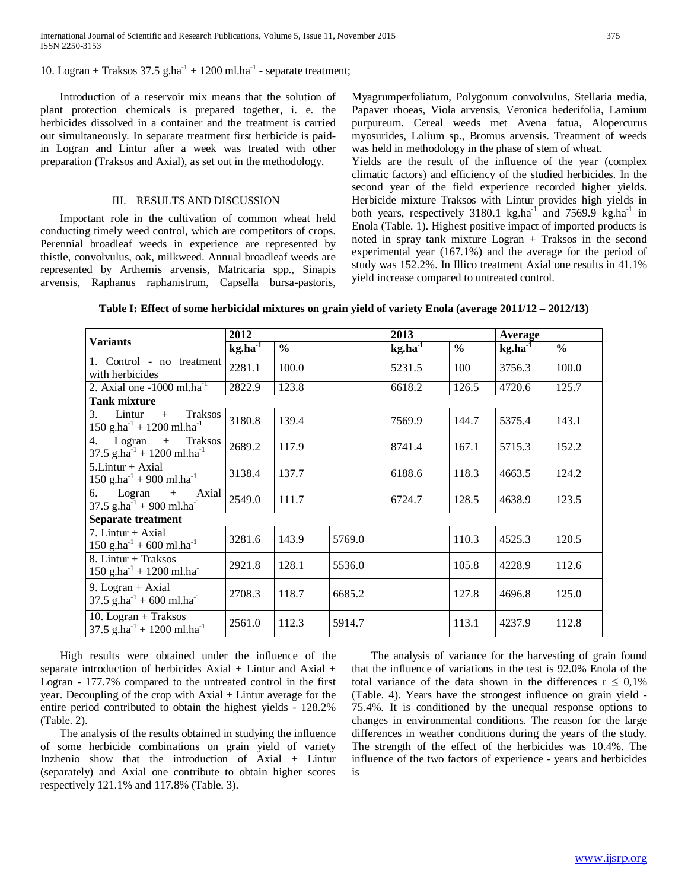10. Logran + Traksos 37.5 g.ha$^{-1}$ + 1200 ml.ha$^{-1}$ - separate treatment;

Introduction of a reservoir mix means that the solution of plant protection chemicals is prepared together, i. e. the herbicides dissolved in a container and the treatment is carried out simultaneously. In separate treatment first herbicide is paid-in Logran and Lintur after a week was treated with other preparation (Traksos and Axial), as set out in the methodology.

## III. RESULTS AND DISCUSSION

Important role in the cultivation of common wheat held conducting timely weed control, which are competitors of crops. Perennial broadleaf weeds in experience are represented by thistle, convolvulus, oak, milkweed. Annual broadleaf weeds are represented by Arthemis arvensis, Matricaria spp., Sinapis arvensis, Raphanus raphanistrum, Capsella bursa-pastoris, Myagrumperfoliatum, Polygonum convolvulus, Stellaria media, Papaver rhoeas, Viola arvensis, Veronica hederifolia, Lamium purpureum. Cereal weeds met Avena fatua, Alopercurus myosurides, Lolium sp., Bromus arvensis. Treatment of weeds was held in methodology in the phase of stem of wheat.

Yields are the result of the influence of the year (complex climatic factors) and efficiency of the studied herbicides. In the second year of the field experience recorded higher yields. Herbicide mixture Traksos with Lintur provides high yields in both years, respectively 3180.1 kg.ha$^{-1}$ and 7569.9 kg.ha$^{-1}$ in Enola (Table. 1). Highest positive impact of imported products is noted in spray tank mixture Logran + Traksos in the second experimental year (167.1%) and the average for the period of study was 152.2%. In Illico treatment Axial one results in 41.1% yield increase compared to untreated control.

**Table I: Effect of some herbicidal mixtures on grain yield of variety Enola (average 2011/12 – 2012/13)**

| Variants | 2012 | | 2013 | | Average | |
|---|---|---|---|---|---|---|
| | kg.ha$^{-1}$ | % | kg.ha$^{-1}$ | % | kg.ha$^{-1}$ | % |
| 1. Control - no treatment with herbicides | 2281.1 | 100.0 | 5231.5 | 100 | 3756.3 | 100.0 |
| 2. Axial one -1000 ml.ha$^{-1}$ | 2822.9 | 123.8 | 6618.2 | 126.5 | 4720.6 | 125.7 |
| **Tank mixture** | | | | | | |
| 3. Lintur + Traksos 150 g.ha$^{-1}$ + 1200 ml.ha$^{-1}$ | 3180.8 | 139.4 | 7569.9 | 144.7 | 5375.4 | 143.1 |
| 4. Logran + Traksos 37.5 g.ha$^{-1}$ + 1200 ml.ha$^{-1}$ | 2689.2 | 117.9 | 8741.4 | 167.1 | 5715.3 | 152.2 |
| 5.Lintur + Axial 150 g.ha$^{-1}$ + 900 ml.ha$^{-1}$ | 3138.4 | 137.7 | 6188.6 | 118.3 | 4663.5 | 124.2 |
| 6. Logran + Axial 37.5 g.ha$^{-1}$ + 900 ml.ha$^{-1}$ | 2549.0 | 111.7 | 6724.7 | 128.5 | 4638.9 | 123.5 |
| **Separate treatment** | | | | | | |
| 7. Lintur + Axial 150 g.ha$^{-1}$ + 600 ml.ha$^{-1}$ | 3281.6 | 143.9 | 5769.0 | 110.3 | 4525.3 | 120.5 |
| 8. Lintur + Traksos 150 g.ha$^{-1}$ + 1200 ml.ha$^{-}$ | 2921.8 | 128.1 | 5536.0 | 105.8 | 4228.9 | 112.6 |
| 9. Logran + Axial 37.5 g.ha$^{-1}$ + 600 ml.ha$^{-1}$ | 2708.3 | 118.7 | 6685.2 | 127.8 | 4696.8 | 125.0 |
| 10. Logran + Traksos 37.5 g.ha$^{-1}$ + 1200 ml.ha$^{-1}$ | 2561.0 | 112.3 | 5914.7 | 113.1 | 4237.9 | 112.8 |

High results were obtained under the influence of the separate introduction of herbicides Axial + Lintur and Axial + Logran - 177.7% compared to the untreated control in the first year. Decoupling of the crop with Axial + Lintur average for the entire period contributed to obtain the highest yields - 128.2% (Table. 2).

The analysis of the results obtained in studying the influence of some herbicide combinations on grain yield of variety Inzhenio show that the introduction of Axial + Lintur (separately) and Axial one contribute to obtain higher scores respectively 121.1% and 117.8% (Table. 3).

The analysis of variance for the harvesting of grain found that the influence of variations in the test is 92.0% Enola of the total variance of the data shown in the differences r ≤ 0,1% (Table. 4). Years have the strongest influence on grain yield - 75.4%. It is conditioned by the unequal response options to changes in environmental conditions. The reason for the large differences in weather conditions during the years of the study. The strength of the effect of the herbicides was 10.4%. The influence of the two factors of experience - years and herbicides is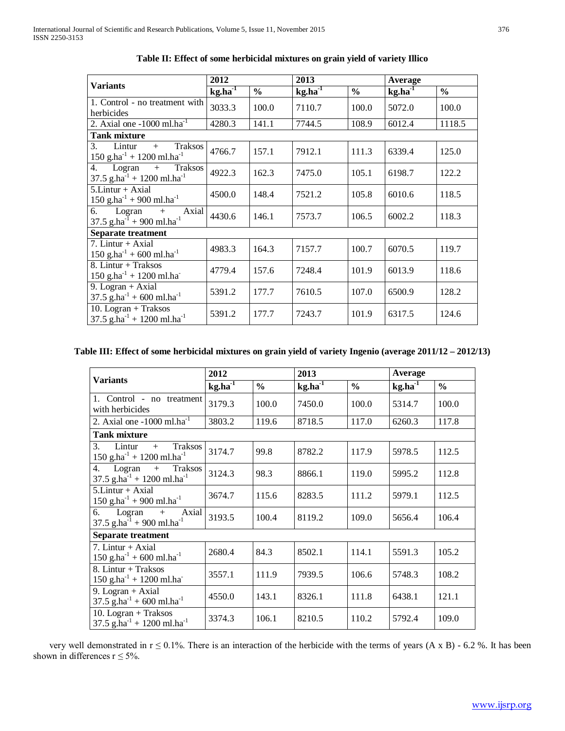**Table II: Effect of some herbicidal mixtures on grain yield of variety Illico**

| Variants | 2012 | | 2013 | | Average | |
|---|---|---|---|---|---|---|
| | $kg.ha^{-1}$ | % | $kg.ha^{-1}$ | % | $kg.ha^{-1}$ | % |
| 1. Control - no treatment with herbicides | 3033.3 | 100.0 | 7110.7 | 100.0 | 5072.0 | 100.0 |
| 2. Axial one -1000 $ml.ha^{-1}$ | 4280.3 | 141.1 | 7744.5 | 108.9 | 6012.4 | 1118.5 |
| **Tank mixture** | | | | | | |
| 3. Lintur + Traksos 150 $g.ha^{-1}$ + 1200 $ml.ha^{-1}$ | 4766.7 | 157.1 | 7912.1 | 111.3 | 6339.4 | 125.0 |
| 4. Logran + Traksos 37.5 $g.ha^{-1}$ + 1200 $ml.ha^{-1}$ | 4922.3 | 162.3 | 7475.0 | 105.1 | 6198.7 | 122.2 |
| 5.Lintur + Axial 150 $g.ha^{-1}$ + 900 $ml.ha^{-1}$ | 4500.0 | 148.4 | 7521.2 | 105.8 | 6010.6 | 118.5 |
| 6. Logran + Axial 37.5 $g.ha^{-1}$ + 900 $ml.ha^{-1}$ | 4430.6 | 146.1 | 7573.7 | 106.5 | 6002.2 | 118.3 |
| **Separate treatment** | | | | | | |
| 7. Lintur + Axial 150 $g.ha^{-1}$ + 600 $ml.ha^{-1}$ | 4983.3 | 164.3 | 7157.7 | 100.7 | 6070.5 | 119.7 |
| 8. Lintur + Traksos 150 $g.ha^{-1}$ + 1200 $ml.ha^{-}$ | 4779.4 | 157.6 | 7248.4 | 101.9 | 6013.9 | 118.6 |
| 9. Logran + Axial 37.5 $g.ha^{-1}$ + 600 $ml.ha^{-1}$ | 5391.2 | 177.7 | 7610.5 | 107.0 | 6500.9 | 128.2 |
| 10. Logran + Traksos 37.5 $g.ha^{-1}$ + 1200 $ml.ha^{-1}$ | 5391.2 | 177.7 | 7243.7 | 101.9 | 6317.5 | 124.6 |

**Table III: Effect of some herbicidal mixtures on grain yield of variety Ingenio (average 2011/12 – 2012/13)**

| Variants | 2012 | | 2013 | | Average | |
|---|---|---|---|---|---|---|
| | $kg.ha^{-1}$ | % | $kg.ha^{-1}$ | % | $kg.ha^{-1}$ | % |
| 1. Control - no treatment with herbicides | 3179.3 | 100.0 | 7450.0 | 100.0 | 5314.7 | 100.0 |
| 2. Axial one -1000 $ml.ha^{-1}$ | 3803.2 | 119.6 | 8718.5 | 117.0 | 6260.3 | 117.8 |
| **Tank mixture** | | | | | | |
| 3. Lintur + Traksos 150 $g.ha^{-1}$ + 1200 $ml.ha^{-1}$ | 3174.7 | 99.8 | 8782.2 | 117.9 | 5978.5 | 112.5 |
| 4. Logran + Traksos 37.5 $g.ha^{-1}$ + 1200 $ml.ha^{-1}$ | 3124.3 | 98.3 | 8866.1 | 119.0 | 5995.2 | 112.8 |
| 5.Lintur + Axial 150 $g.ha^{-1}$ + 900 $ml.ha^{-1}$ | 3674.7 | 115.6 | 8283.5 | 111.2 | 5979.1 | 112.5 |
| 6. Logran + Axial 37.5 $g.ha^{-1}$ + 900 $ml.ha^{-1}$ | 3193.5 | 100.4 | 8119.2 | 109.0 | 5656.4 | 106.4 |
| **Separate treatment** | | | | | | |
| 7. Lintur + Axial 150 $g.ha^{-1}$ + 600 $ml.ha^{-1}$ | 2680.4 | 84.3 | 8502.1 | 114.1 | 5591.3 | 105.2 |
| 8. Lintur + Traksos 150 $g.ha^{-1}$ + 1200 $ml.ha^{-}$ | 3557.1 | 111.9 | 7939.5 | 106.6 | 5748.3 | 108.2 |
| 9. Logran + Axial 37.5 $g.ha^{-1}$ + 600 $ml.ha^{-1}$ | 4550.0 | 143.1 | 8326.1 | 111.8 | 6438.1 | 121.1 |
| 10. Logran + Traksos 37.5 $g.ha^{-1}$ + 1200 $ml.ha^{-1}$ | 3374.3 | 106.1 | 8210.5 | 110.2 | 5792.4 | 109.0 |

very well demonstrated in $r \leq 0.1\%$. There is an interaction of the herbicide with the terms of years (A x B) - 6.2 %. It has been shown in differences $r \leq 5\%$.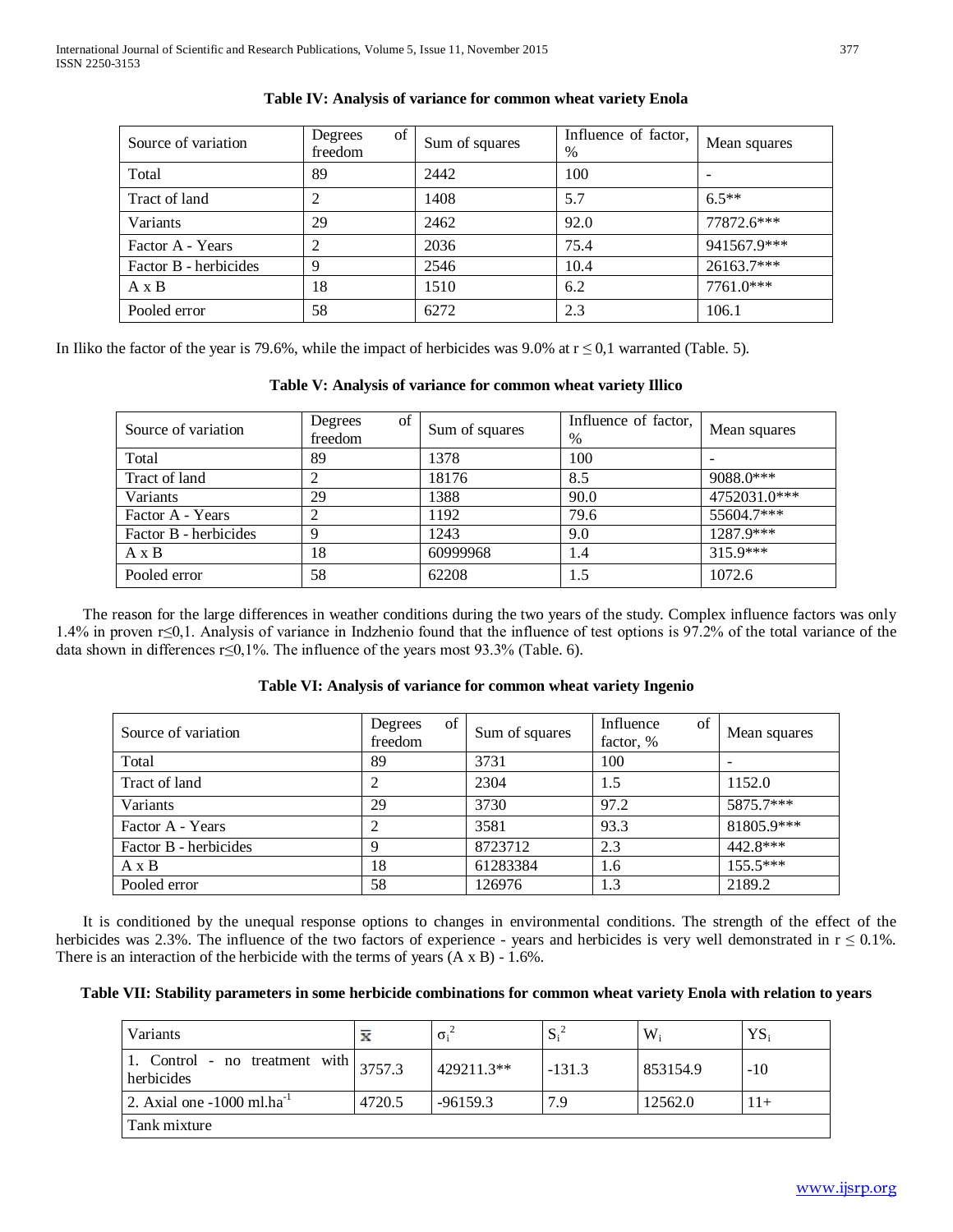**Table IV: Analysis of variance for common wheat variety Enola**

| Source of variation | Degrees of freedom | Sum of squares | Influence of factor, % | Mean squares |
|---|---|---|---|---|
| Total | 89 | 2442 | 100 | - |
| Tract of land | 2 | 1408 | 5.7 | 6.5** |
| Variants | 29 | 2462 | 92.0 | 77872.6*** |
| Factor A - Years | 2 | 2036 | 75.4 | 941567.9*** |
| Factor B - herbicides | 9 | 2546 | 10.4 | 26163.7*** |
| A x B | 18 | 1510 | 6.2 | 7761.0*** |
| Pooled error | 58 | 6272 | 2.3 | 106.1 |

In Iliko the factor of the year is 79.6%, while the impact of herbicides was 9.0% at $r \leq 0,1$ warranted (Table. 5).

**Table V: Analysis of variance for common wheat variety Illico**

| Source of variation | Degrees of freedom | Sum of squares | Influence of factor, % | Mean squares |
|---|---|---|---|---|
| Total | 89 | 1378 | 100 | - |
| Tract of land | 2 | 18176 | 8.5 | 9088.0*** |
| Variants | 29 | 1388 | 90.0 | 4752031.0*** |
| Factor A - Years | 2 | 1192 | 79.6 | 55604.7*** |
| Factor B - herbicides | 9 | 1243 | 9.0 | 1287.9*** |
| A x B | 18 | 60999968 | 1.4 | 315.9*** |
| Pooled error | 58 | 62208 | 1.5 | 1072.6 |

The reason for the large differences in weather conditions during the two years of the study. Complex influence factors was only 1.4% in proven $r \leq 0,1$. Analysis of variance in Indzhenio found that the influence of test options is 97.2% of the total variance of the data shown in differences $r \leq 0,1$%. The influence of the years most 93.3% (Table. 6).

**Table VI: Analysis of variance for common wheat variety Ingenio**

| Source of variation | Degrees of freedom | Sum of squares | Influence of factor, % | Mean squares |
|---|---|---|---|---|
| Total | 89 | 3731 | 100 | - |
| Tract of land | 2 | 2304 | 1.5 | 1152.0 |
| Variants | 29 | 3730 | 97.2 | 5875.7*** |
| Factor A - Years | 2 | 3581 | 93.3 | 81805.9*** |
| Factor B - herbicides | 9 | 8723712 | 2.3 | 442.8*** |
| A x B | 18 | 61283384 | 1.6 | 155.5*** |
| Pooled error | 58 | 126976 | 1.3 | 2189.2 |

It is conditioned by the unequal response options to changes in environmental conditions. The strength of the effect of the herbicides was 2.3%. The influence of the two factors of experience - years and herbicides is very well demonstrated in $r \leq 0.1$%. There is an interaction of the herbicide with the terms of years (A x B) - 1.6%.

**Table VII: Stability parameters in some herbicide combinations for common wheat variety Enola with relation to years**

| Variants | $\bar{x}$ | $\sigma_i^2$ | $S_i^2$ | $W_i$ | $YS_i$ |
|---|---|---|---|---|---|
| 1. Control - no treatment with herbicides | 3757.3 | 429211.3** | -131.3 | 853154.9 | -10 |
| 2. Axial one -1000 ml.ha$^{-1}$ | 4720.5 | -96159.3 | 7.9 | 12562.0 | 11+ |
| Tank mixture | | | | | |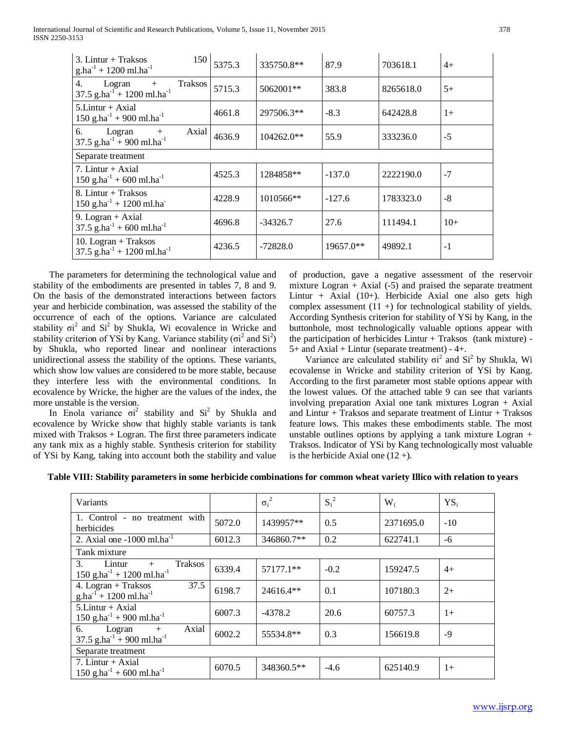| | | | | | |
|---|---|---|---|---|---|
| 3. Lintur + Traksos 150 $g.ha^{-1}$ + 1200 $ml.ha^{-1}$ | 5375.3 | 335750.8** | 87.9 | 703618.1 | 4+ |
| 4. Logran + Traksos 37.5 $g.ha^{-1}$ + 1200 $ml.ha^{-1}$ | 5715.3 | 5062001** | 383.8 | 8265618.0 | 5+ |
| 5.Lintur + Axial 150 $g.ha^{-1}$ + 900 $ml.ha^{-1}$ | 4661.8 | 297506.3** | -8.3 | 642428.8 | 1+ |
| 6. Logran + Axial 37.5 $g.ha^{-1}$ + 900 $ml.ha^{-1}$ | 4636.9 | 104262.0** | 55.9 | 333236.0 | -5 |
| Separate treatment | | | | | |
| 7. Lintur + Axial 150 $g.ha^{-1}$ + 600 $ml.ha^{-1}$ | 4525.3 | 1284858** | -137.0 | 2222190.0 | -7 |
| 8. Lintur + Traksos 150 $g.ha^{-1}$ + 1200 $ml.ha^{-}$ | 4228.9 | 1010566** | -127.6 | 1783323.0 | -8 |
| 9. Logran + Axial 37.5 $g.ha^{-1}$ + 600 $ml.ha^{-1}$ | 4696.8 | -34326.7 | 27.6 | 111494.1 | 10+ |
| 10. Logran + Traksos 37.5 $g.ha^{-1}$ + 1200 $ml.ha^{-1}$ | 4236.5 | -72828.0 | 19657.0** | 49892.1 | -1 |

The parameters for determining the technological value and stability of the embodiments are presented in tables 7, 8 and 9. On the basis of the demonstrated interactions between factors year and herbicide combination, was assessed the stability of the occurrence of each of the options. Variance are calculated stability $\sigma i^2$ and $Si^2$ by Shukla, Wi ecovalence in Wricke and stability criterion of YSi by Kang. Variance stability ($\sigma i^2$ and $Si^2$) by Shukla, who reported linear and nonlinear interactions unidirectional assess the stability of the options. These variants, which show low values are considered to be more stable, because they interfere less with the environmental conditions. In ecovalence by Wricke, the higher are the values of the index, the more unstable is the version.

In Enola variance $\sigma i^2$ stability and $Si^2$ by Shukla and ecovalence by Wricke show that highly stable variants is tank mixed with Traksos + Logran. The first three parameters indicate any tank mix as a highly stable. Synthesis criterion for stability of YSi by Kang, taking into account both the stability and value of production, gave a negative assessment of the reservoir mixture Logran + Axial (-5) and praised the separate treatment Lintur + Axial (10+). Herbicide Axial one also gets high complex assessment (11 +) for technological stability of yields. According Synthesis criterion for stability of YSi by Kang, in the buttonhole, most technologically valuable options appear with the participation of herbicides Lintur + Traksos (tank mixture) - 5+ and Axial + Lintur (separate treatment) - 4+.

Variance are calculated stability $\sigma i^2$ and $Si^2$ by Shukla, Wi ecovalense in Wricke and stability criterion of YSi by Kang. According to the first parameter most stable options appear with the lowest values. Of the attached table 9 can see that variants involving preparation Axial one tank mixtures Logran + Axial and Lintur + Traksos and separate treatment of Lintur + Traksos feature lows. This makes these embodiments stable. The most unstable outlines options by applying a tank mixture Logran + Traksos. Indicator of YSi by Kang technologically most valuable is the herbicide Axial one (12 +).

**Table VIII: Stability parameters in some herbicide combinations for common wheat variety Illico with relation to years**

| Variants | | $\sigma_i^2$ | $S_i^2$ | $W_i$ | $YS_i$ |
|---|---|---|---|---|---|
| 1. Control - no treatment with herbicides | 5072.0 | 1439957** | 0.5 | 2371695.0 | -10 |
| 2. Axial one -1000 $ml.ha^{-1}$ | 6012.3 | 346860.7** | 0.2 | 622741.1 | -6 |
| Tank mixture | | | | | |
| 3. Lintur + Traksos 150 $g.ha^{-1}$ + 1200 $ml.ha^{-1}$ | 6339.4 | 57177.1** | -0.2 | 159247.5 | 4+ |
| 4. Logran + Traksos 37.5 $g.ha^{-1}$ + 1200 $ml.ha^{-1}$ | 6198.7 | 24616.4** | 0.1 | 107180.3 | 2+ |
| 5.Lintur + Axial 150 $g.ha^{-1}$ + 900 $ml.ha^{-1}$ | 6007.3 | -4378.2 | 20.6 | 60757.3 | 1+ |
| 6. Logran + Axial 37.5 $g.ha^{-1}$ + 900 $ml.ha^{-1}$ | 6002.2 | 55534.8** | 0.3 | 156619.8 | -9 |
| Separate treatment | | | | | |
| 7. Lintur + Axial 150 $g.ha^{-1}$ + 600 $ml.ha^{-1}$ | 6070.5 | 348360.5** | -4.6 | 625140.9 | 1+ |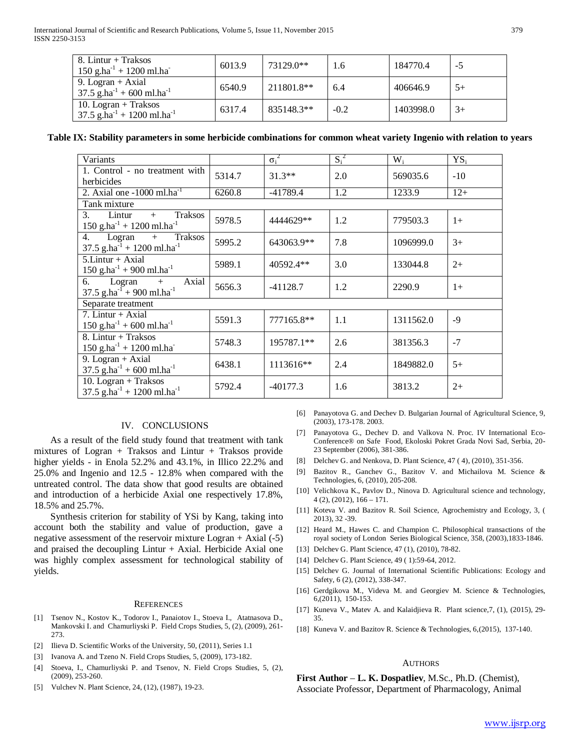| 8. Lintur + Traksos<br>150 g.ha$^{-1}$ + 1200 ml.ha$^{-}$ | 6013.9 | 73129.0** | 1.6 | 184770.4 | -5 |
|---|---|---|---|---|---|
| 9. Logran + Axial<br>37.5 g.ha$^{-1}$ + 600 ml.ha$^{-1}$ | 6540.9 | 211801.8** | 6.4 | 406646.9 | 5+ |
| 10. Logran + Traksos<br>37.5 g.ha$^{-1}$ + 1200 ml.ha$^{-1}$ | 6317.4 | 835148.3** | -0.2 | 1403998.0 | 3+ |

**Table IX: Stability parameters in some herbicide combinations for common wheat variety Ingenio with relation to years**

| Variants | | $\sigma_i^2$ | $S_i^2$ | $W_i$ | $YS_i$ |
|---|---|---|---|---|---|
| 1. Control - no treatment with herbicides | 5314.7 | 31.3** | 2.0 | 569035.6 | -10 |
| 2. Axial one -1000 ml.ha$^{-1}$ | 6260.8 | -41789.4 | 1.2 | 1233.9 | 12+ |
| Tank mixture | | | | | |
| 3. Lintur + Traksos<br>150 g.ha$^{-1}$ + 1200 ml.ha$^{-1}$ | 5978.5 | 4444629** | 1.2 | 779503.3 | 1+ |
| 4. Logran + Traksos<br>37.5 g.ha$^{-1}$ + 1200 ml.ha$^{-1}$ | 5995.2 | 643063.9** | 7.8 | 1096999.0 | 3+ |
| 5.Lintur + Axial<br>150 g.ha$^{-1}$ + 900 ml.ha$^{-1}$ | 5989.1 | 40592.4** | 3.0 | 133044.8 | 2+ |
| 6. Logran + Axial<br>37.5 g.ha$^{-1}$ + 900 ml.ha$^{-1}$ | 5656.3 | -41128.7 | 1.2 | 2290.9 | 1+ |
| Separate treatment | | | | | |
| 7. Lintur + Axial<br>150 g.ha$^{-1}$ + 600 ml.ha$^{-1}$ | 5591.3 | 777165.8** | 1.1 | 1311562.0 | -9 |
| 8. Lintur + Traksos<br>150 g.ha$^{-1}$ + 1200 ml.ha$^{-}$ | 5748.3 | 195787.1** | 2.6 | 381356.3 | -7 |
| 9. Logran + Axial<br>37.5 g.ha$^{-1}$ + 600 ml.ha$^{-1}$ | 6438.1 | 1113616** | 2.4 | 1849882.0 | 5+ |
| 10. Logran + Traksos<br>37.5 g.ha$^{-1}$ + 1200 ml.ha$^{-1}$ | 5792.4 | -40177.3 | 1.6 | 3813.2 | 2+ |

## IV. CONCLUSIONS

As a result of the field study found that treatment with tank mixtures of Logran + Traksos and Lintur + Traksos provide higher yields - in Enola 52.2% and 43.1%, in Illico 22.2% and 25.0% and Ingenio and 12.5 - 12.8% when compared with the untreated control. The data show that good results are obtained and introduction of a herbicide Axial one respectively 17.8%, 18.5% and 25.7%.

Synthesis criterion for stability of YSi by Kang, taking into account both the stability and value of production, gave a negative assessment of the reservoir mixture Logran + Axial (-5) and praised the decoupling Lintur + Axial. Herbicide Axial one was highly complex assessment for technological stability of yields.

## REFERENCES

[1] Tsenov N., Kostov K., Todorov I., Panaiotov I., Stoeva I., Atatnasova D., Mankovski I. and Chamurliyski P. Field Crops Studies, 5, (2), (2009), 261-273.

[2] Ilieva D. Scientific Works of the University, 50, (2011), Series 1.1

[3] Ivanova A. and Tzeno N. Field Crops Studies, 5, (2009), 173-182.

[4] Stoeva, I., Chamurliyski P. and Tsenov, N. Field Crops Studies, 5, (2), (2009), 253-260.

[5] Vulchev N. Plant Science, 24, (12), (1987), 19-23.

[6] Panayotova G. and Dechev D. Bulgarian Journal of Agricultural Science, 9, (2003), 173-178. 2003.

[7] Panayotova G., Dechev D. and Valkova N. Proc. IV International Eco-Conference® on Safe Food, Ekoloski Pokret Grada Novi Sad, Serbia, 20-23 September (2006), 381-386.

[8] Delchev G. and Nenkova, D. Plant Science, 47 ( 4), (2010), 351-356.

[9] Bazitov R., Ganchev G., Bazitov V. and Michailova M. Science & Technologies, 6, (2010), 205-208.

[10] Velichkova K., Pavlov D., Ninova D. Agricultural science and technology, 4 (2), (2012), 166 – 171.

[11] Koteva V. and Bazitov R. Soil Science, Agrochemistry and Ecology, 3, ( 2013), 32 -39.

[12] Heard M., Hawes C. and Champion C. Philosophical transactions of the royal society of London Series Biological Science, 358, (2003),1833-1846.

[13] Delchev G. Plant Science, 47 (1), (2010), 78-82.

[14] Delchev G. Plant Science, 49 ( 1):59-64, 2012.

[15] Delchev G. Journal of International Scientific Publications: Ecology and Safety, 6 (2), (2012), 338-347.

[16] Gerdgikova M., Videva M. and Georgiev M. Science & Technologies, 6,(2011), 150-153.

[17] Kuneva V., Matev A. and Kalaidjieva R. Plant science,7, (1), (2015), 29-35.

[18] Kuneva V. and Bazitov R. Science & Technologies, 6,(2015), 137-140.

## AUTHORS

**First Author** – **L. K. Dospatliev**, M.Sc., Ph.D. (Chemist), Associate Professor, Department of Pharmacology, Animal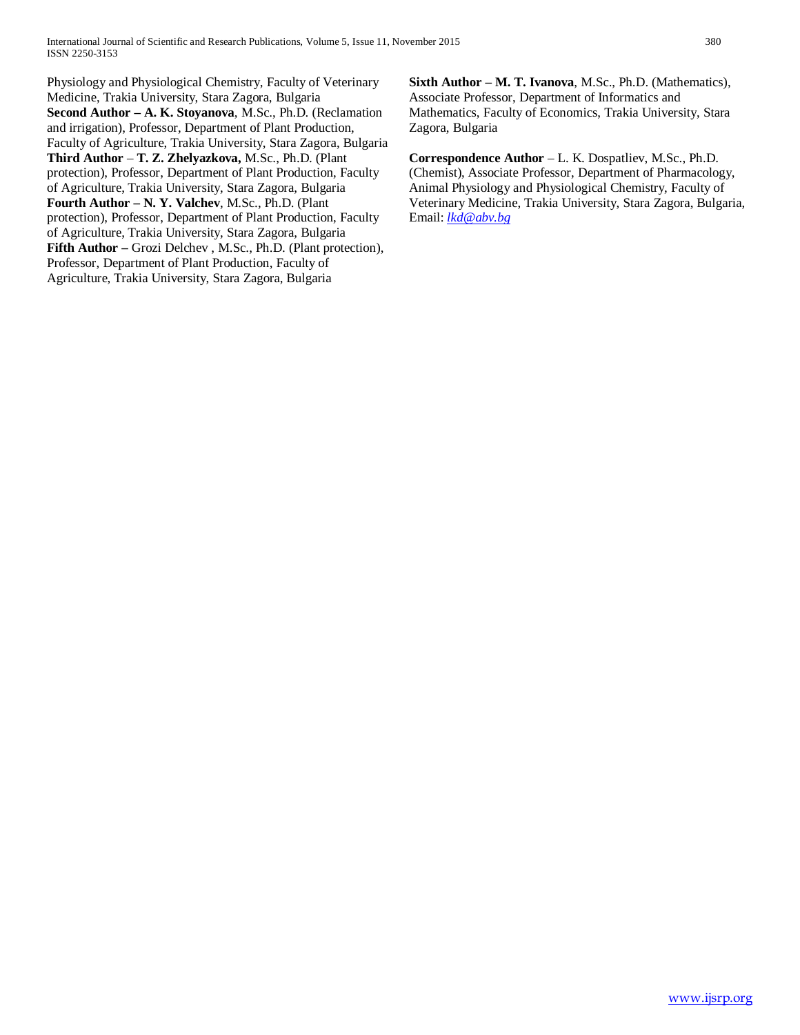Physiology and Physiological Chemistry, Faculty of Veterinary Medicine, Trakia University, Stara Zagora, Bulgaria
**Second Author – A. K. Stoyanova**, M.Sc., Ph.D. (Reclamation and irrigation), Professor, Department of Plant Production, Faculty of Agriculture, Trakia University, Stara Zagora, Bulgaria
**Third Author** – **T. Z. Zhelyazkova,** M.Sc., Ph.D. (Plant protection), Professor, Department of Plant Production, Faculty of Agriculture, Trakia University, Stara Zagora, Bulgaria
**Fourth Author – N. Y. Valchev**, M.Sc., Ph.D. (Plant protection), Professor, Department of Plant Production, Faculty of Agriculture, Trakia University, Stara Zagora, Bulgaria
**Fifth Author –** Grozi Delchev , M.Sc., Ph.D. (Plant protection), Professor, Department of Plant Production, Faculty of Agriculture, Trakia University, Stara Zagora, Bulgaria
**Sixth Author – M. T. Ivanova**, M.Sc., Ph.D. (Mathematics), Associate Professor, Department of Informatics and Mathematics, Faculty of Economics, Trakia University, Stara Zagora, Bulgaria

**Correspondence Author** – L. K. Dospatliev, M.Sc., Ph.D. (Chemist), Associate Professor, Department of Pharmacology, Animal Physiology and Physiological Chemistry, Faculty of Veterinary Medicine, Trakia University, Stara Zagora, Bulgaria, Email: *lkd@abv.bg*